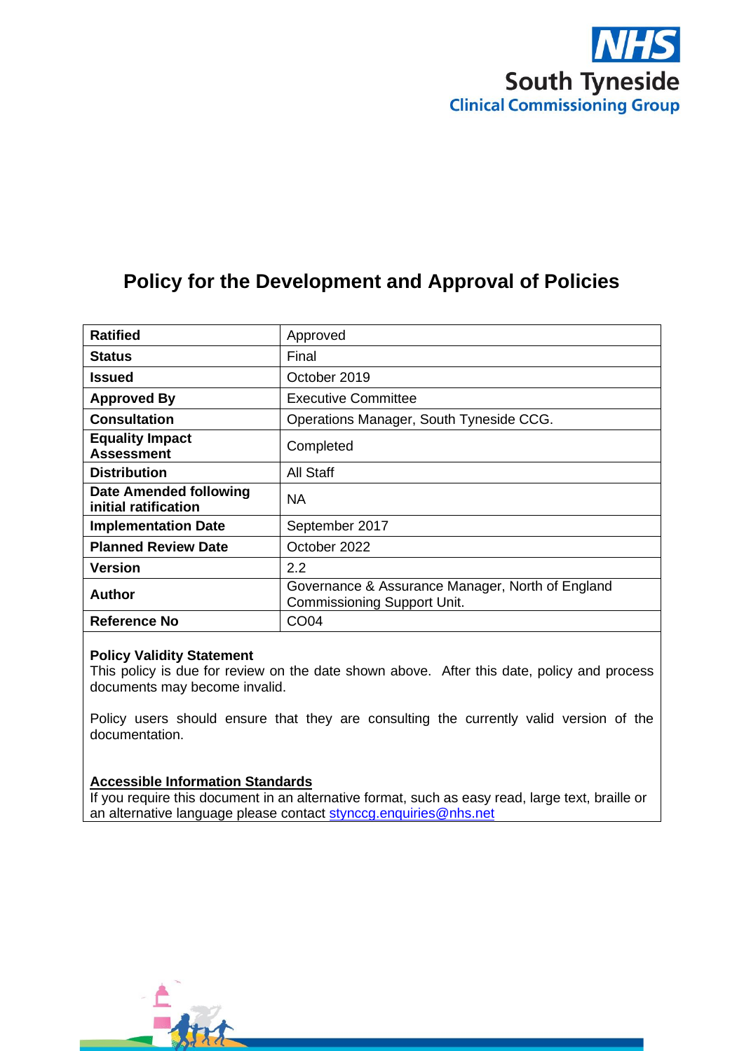NHS
South Tyneside
Clinical Commissioning Group

# Policy for the Development and Approval of Policies

| | |
|---|---|
| **Ratified** | Approved |
| **Status** | Final |
| **Issued** | October 2019 |
| **Approved By** | Executive Committee |
| **Consultation** | Operations Manager, South Tyneside CCG. |
| **Equality Impact Assessment** | Completed |
| **Distribution** | All Staff |
| **Date Amended following initial ratification** | NA |
| **Implementation Date** | September 2017 |
| **Planned Review Date** | October 2022 |
| **Version** | 2.2 |
| **Author** | Governance & Assurance Manager, North of England Commissioning Support Unit. |
| **Reference No** | CO04 |

**Policy Validity Statement**
This policy is due for review on the date shown above. After this date, policy and process documents may become invalid.

Policy users should ensure that they are consulting the currently valid version of the documentation.

**Accessible Information Standards**
If you require this document in an alternative format, such as easy read, large text, braille or an alternative language please contact stynccg.enquiries@nhs.net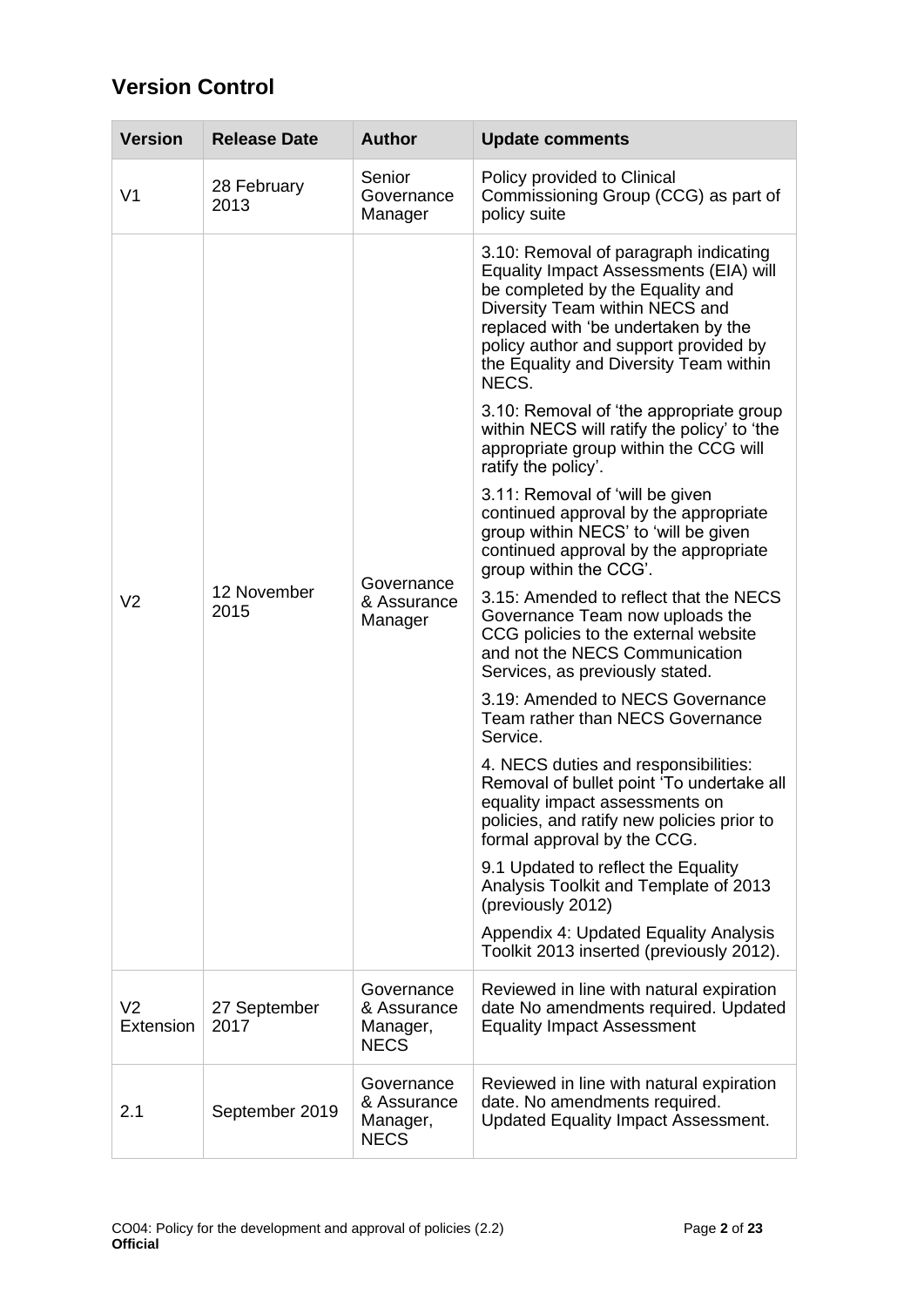## Version Control

| Version | Release Date | Author | Update comments |
|---|---|---|---|
| V1 | 28 February 2013 | Senior Governance Manager | Policy provided to Clinical Commissioning Group (CCG) as part of policy suite |
| V2 | 12 November 2015 | Governance & Assurance Manager | 3.10: Removal of paragraph indicating Equality Impact Assessments (EIA) will be completed by the Equality and Diversity Team within NECS and replaced with 'be undertaken by the policy author and support provided by the Equality and Diversity Team within NECS.<br><br>3.10: Removal of 'the appropriate group within NECS will ratify the policy' to 'the appropriate group within the CCG will ratify the policy'.<br><br>3.11: Removal of 'will be given continued approval by the appropriate group within NECS' to 'will be given continued approval by the appropriate group within the CCG'.<br><br>3.15: Amended to reflect that the NECS Governance Team now uploads the CCG policies to the external website and not the NECS Communication Services, as previously stated.<br><br>3.19: Amended to NECS Governance Team rather than NECS Governance Service.<br><br>4. NECS duties and responsibilities: Removal of bullet point 'To undertake all equality impact assessments on policies, and ratify new policies prior to formal approval by the CCG.<br><br>9.1 Updated to reflect the Equality Analysis Toolkit and Template of 2013 (previously 2012)<br><br>Appendix 4: Updated Equality Analysis Toolkit 2013 inserted (previously 2012). |
| V2 Extension | 27 September 2017 | Governance & Assurance Manager, NECS | Reviewed in line with natural expiration date No amendments required. Updated Equality Impact Assessment |
| 2.1 | September 2019 | Governance & Assurance Manager, NECS | Reviewed in line with natural expiration date. No amendments required. Updated Equality Impact Assessment. |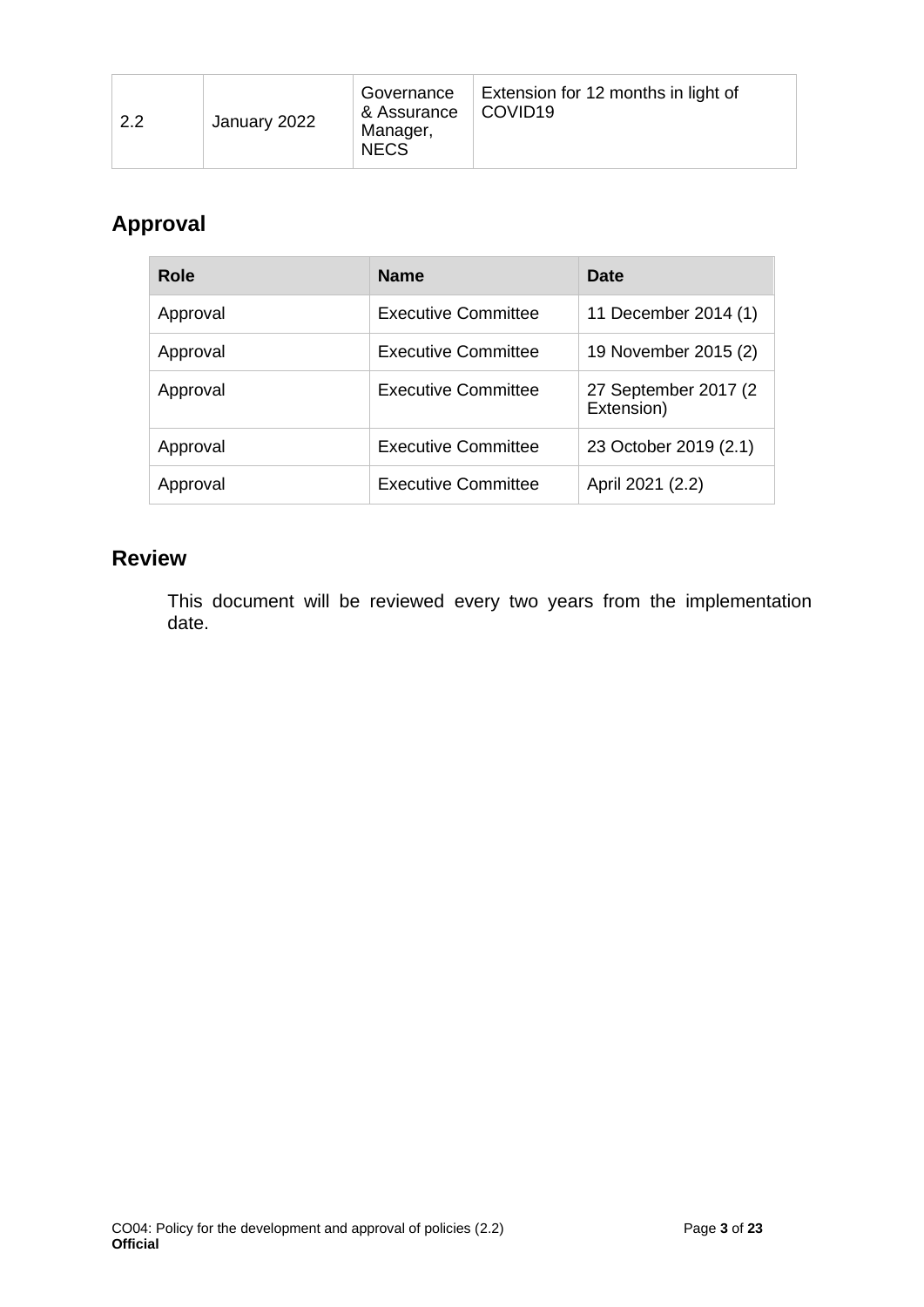| 2.2 | January 2022 | Governance & Assurance Manager, NECS | Extension for 12 months in light of COVID19 |
|---|---|---|---|

## Approval

| Role | Name | Date |
|---|---|---|
| Approval | Executive Committee | 11 December 2014 (1) |
| Approval | Executive Committee | 19 November 2015 (2) |
| Approval | Executive Committee | 27 September 2017 (2 Extension) |
| Approval | Executive Committee | 23 October 2019 (2.1) |
| Approval | Executive Committee | April 2021 (2.2) |

## Review

This document will be reviewed every two years from the implementation date.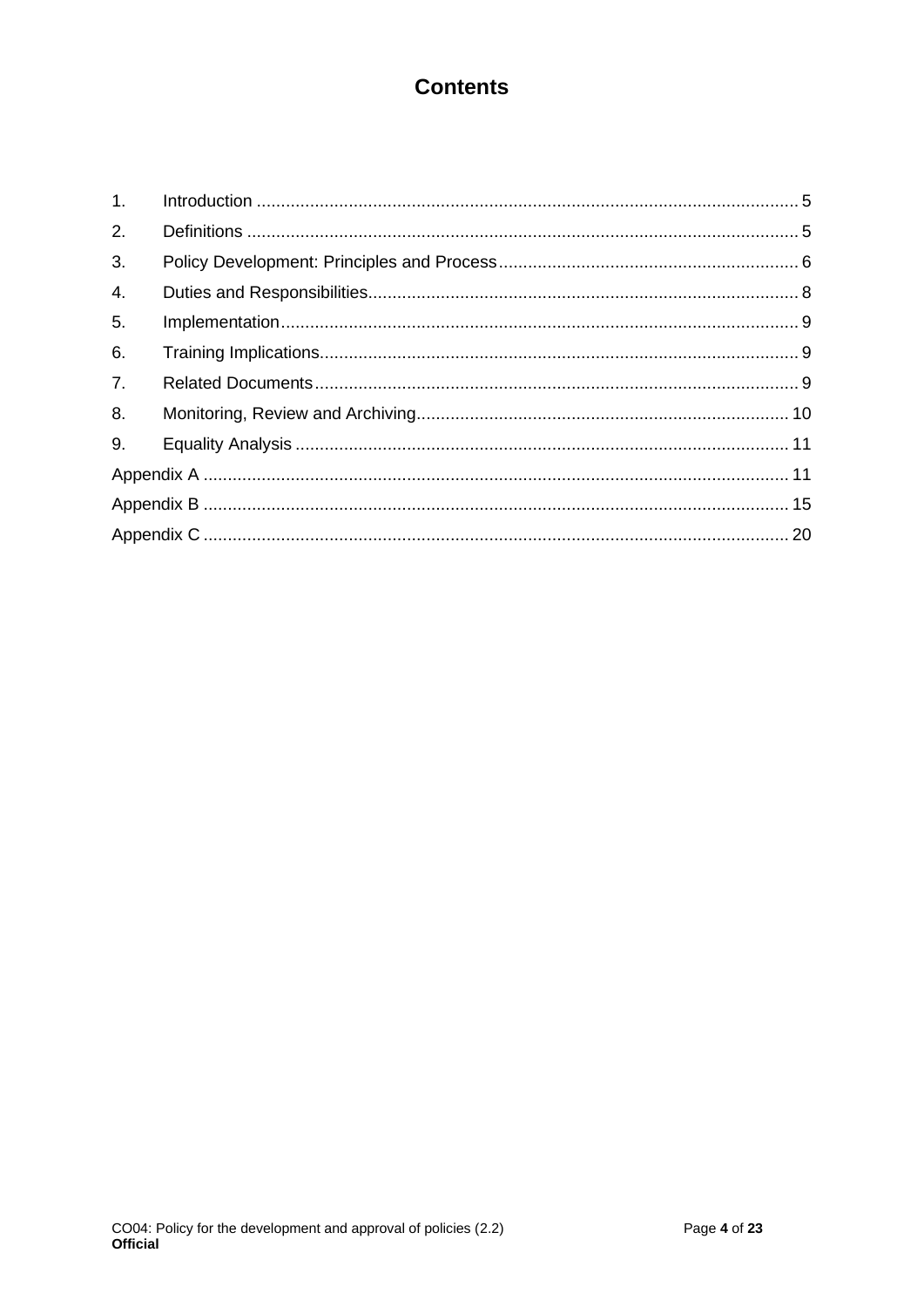# Contents

1. Introduction ............................................................................................................ 5
2. Definitions .............................................................................................................. 5
3. Policy Development: Principles and Process ............................................................ 6
4. Duties and Responsibilities ....................................................................................... 8
5. Implementation ......................................................................................................... 9
6. Training Implications ................................................................................................ 9
7. Related Documents .................................................................................................. 9
8. Monitoring, Review and Archiving ........................................................................... 10
9. Equality Analysis .................................................................................................... 11

Appendix A ................................................................................................................. 11

Appendix B ................................................................................................................. 15

Appendix C ................................................................................................................. 20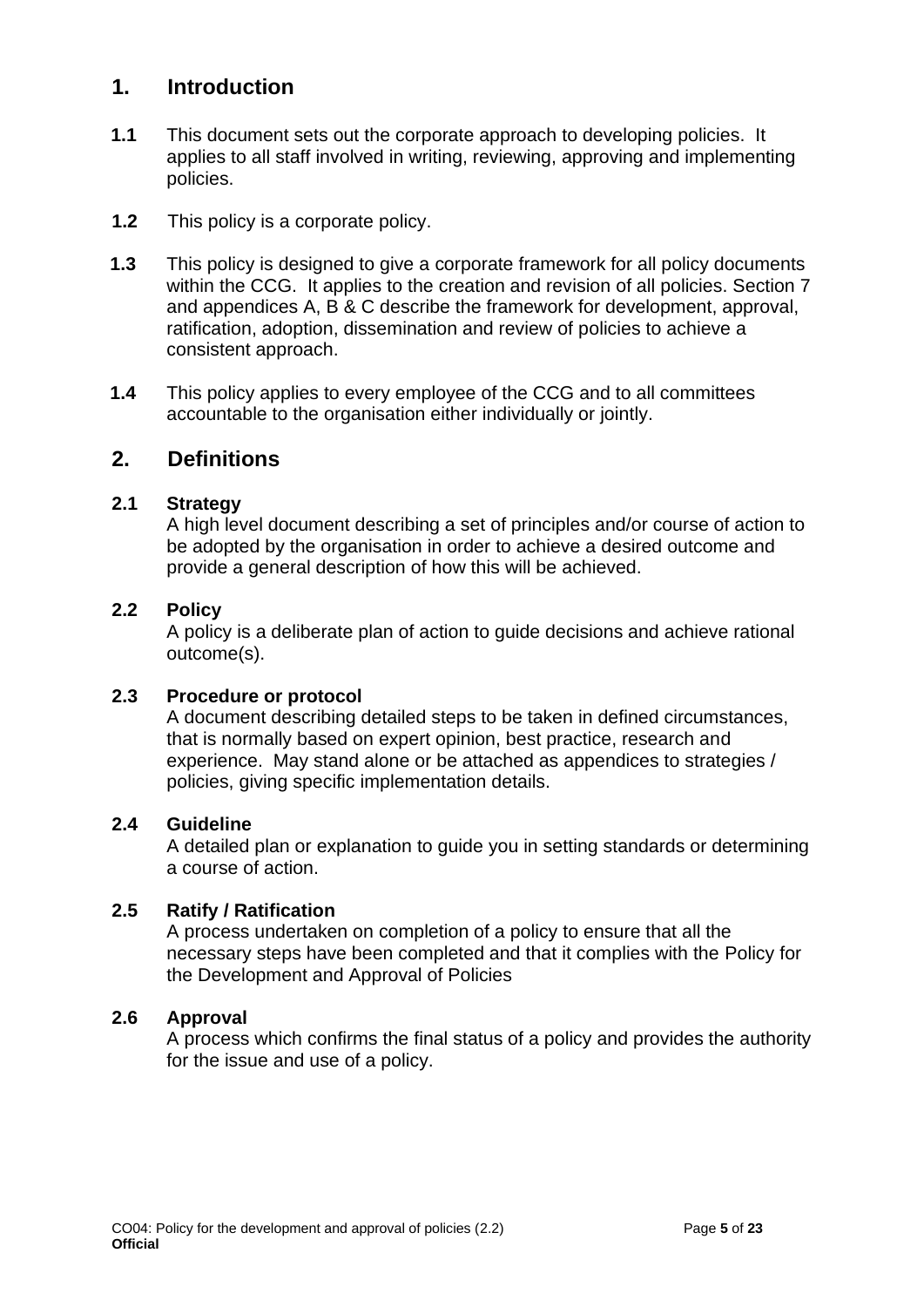## 1. Introduction

**1.1** This document sets out the corporate approach to developing policies. It applies to all staff involved in writing, reviewing, approving and implementing policies.

**1.2** This policy is a corporate policy.

**1.3** This policy is designed to give a corporate framework for all policy documents within the CCG. It applies to the creation and revision of all policies. Section 7 and appendices A, B & C describe the framework for development, approval, ratification, adoption, dissemination and review of policies to achieve a consistent approach.

**1.4** This policy applies to every employee of the CCG and to all committees accountable to the organisation either individually or jointly.

## 2. Definitions

### 2.1 Strategy

A high level document describing a set of principles and/or course of action to be adopted by the organisation in order to achieve a desired outcome and provide a general description of how this will be achieved.

### 2.2 Policy

A policy is a deliberate plan of action to guide decisions and achieve rational outcome(s).

### 2.3 Procedure or protocol

A document describing detailed steps to be taken in defined circumstances, that is normally based on expert opinion, best practice, research and experience. May stand alone or be attached as appendices to strategies / policies, giving specific implementation details.

### 2.4 Guideline

A detailed plan or explanation to guide you in setting standards or determining a course of action.

### 2.5 Ratify / Ratification

A process undertaken on completion of a policy to ensure that all the necessary steps have been completed and that it complies with the Policy for the Development and Approval of Policies

### 2.6 Approval

A process which confirms the final status of a policy and provides the authority for the issue and use of a policy.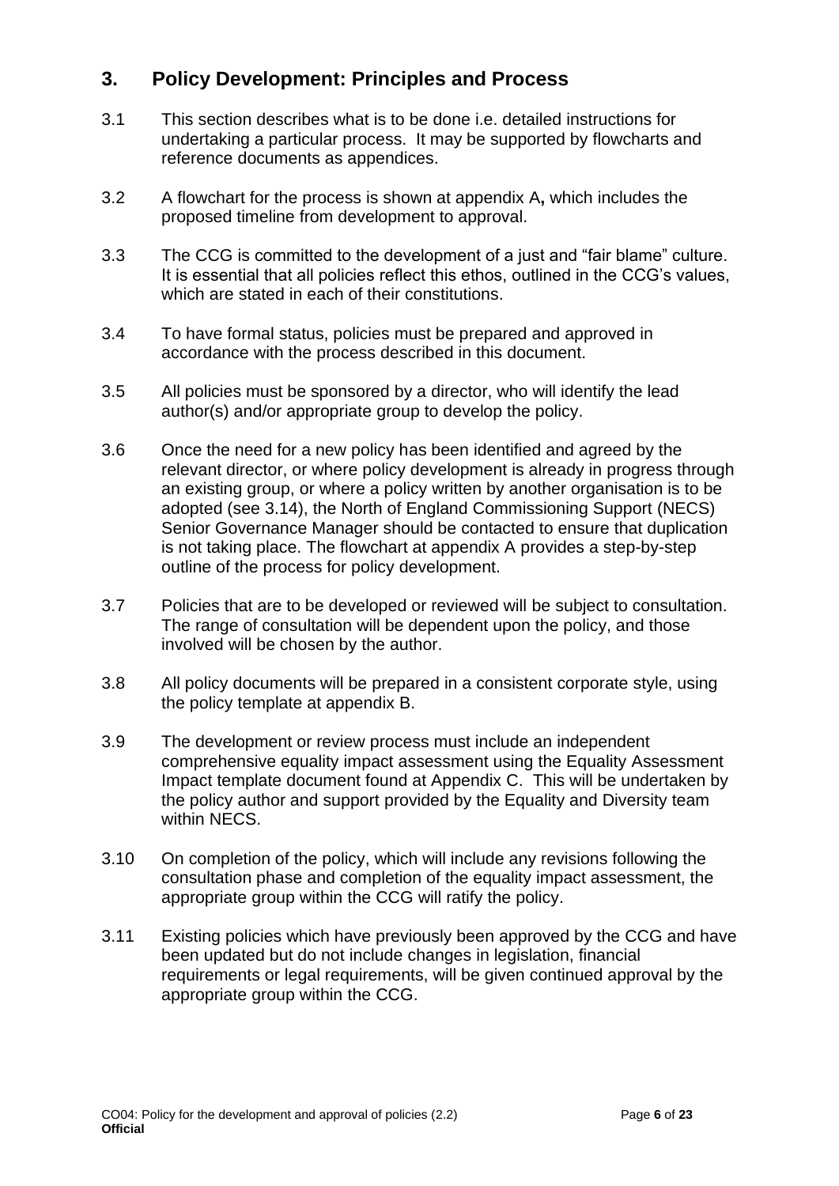## 3. Policy Development: Principles and Process

3.1 This section describes what is to be done i.e. detailed instructions for undertaking a particular process. It may be supported by flowcharts and reference documents as appendices.

3.2 A flowchart for the process is shown at appendix A**,** which includes the proposed timeline from development to approval.

3.3 The CCG is committed to the development of a just and "fair blame" culture. It is essential that all policies reflect this ethos, outlined in the CCG's values, which are stated in each of their constitutions.

3.4 To have formal status, policies must be prepared and approved in accordance with the process described in this document.

3.5 All policies must be sponsored by a director, who will identify the lead author(s) and/or appropriate group to develop the policy.

3.6 Once the need for a new policy has been identified and agreed by the relevant director, or where policy development is already in progress through an existing group, or where a policy written by another organisation is to be adopted (see 3.14), the North of England Commissioning Support (NECS) Senior Governance Manager should be contacted to ensure that duplication is not taking place. The flowchart at appendix A provides a step-by-step outline of the process for policy development.

3.7 Policies that are to be developed or reviewed will be subject to consultation. The range of consultation will be dependent upon the policy, and those involved will be chosen by the author.

3.8 All policy documents will be prepared in a consistent corporate style, using the policy template at appendix B.

3.9 The development or review process must include an independent comprehensive equality impact assessment using the Equality Assessment Impact template document found at Appendix C. This will be undertaken by the policy author and support provided by the Equality and Diversity team within NECS.

3.10 On completion of the policy, which will include any revisions following the consultation phase and completion of the equality impact assessment, the appropriate group within the CCG will ratify the policy.

3.11 Existing policies which have previously been approved by the CCG and have been updated but do not include changes in legislation, financial requirements or legal requirements, will be given continued approval by the appropriate group within the CCG.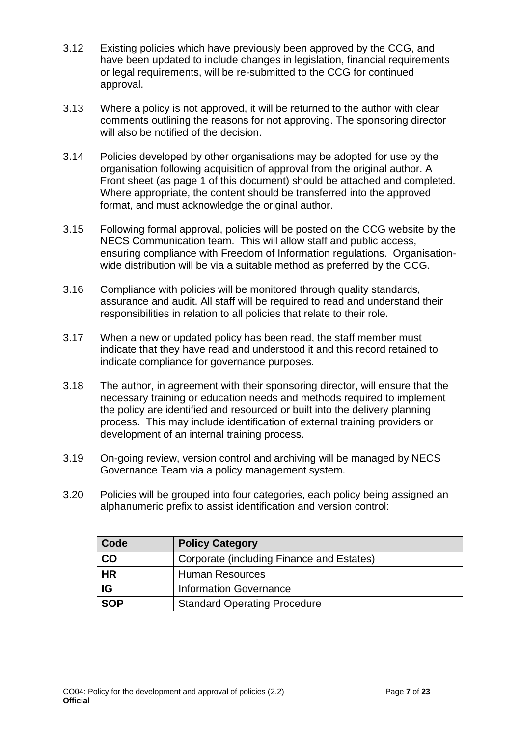3.12 Existing policies which have previously been approved by the CCG, and have been updated to include changes in legislation, financial requirements or legal requirements, will be re-submitted to the CCG for continued approval.

3.13 Where a policy is not approved, it will be returned to the author with clear comments outlining the reasons for not approving. The sponsoring director will also be notified of the decision.

3.14 Policies developed by other organisations may be adopted for use by the organisation following acquisition of approval from the original author. A Front sheet (as page 1 of this document) should be attached and completed. Where appropriate, the content should be transferred into the approved format, and must acknowledge the original author.

3.15 Following formal approval, policies will be posted on the CCG website by the NECS Communication team. This will allow staff and public access, ensuring compliance with Freedom of Information regulations. Organisation-wide distribution will be via a suitable method as preferred by the CCG.

3.16 Compliance with policies will be monitored through quality standards, assurance and audit. All staff will be required to read and understand their responsibilities in relation to all policies that relate to their role.

3.17 When a new or updated policy has been read, the staff member must indicate that they have read and understood it and this record retained to indicate compliance for governance purposes.

3.18 The author, in agreement with their sponsoring director, will ensure that the necessary training or education needs and methods required to implement the policy are identified and resourced or built into the delivery planning process. This may include identification of external training providers or development of an internal training process.

3.19 On-going review, version control and archiving will be managed by NECS Governance Team via a policy management system.

3.20 Policies will be grouped into four categories, each policy being assigned an alphanumeric prefix to assist identification and version control:

| Code | Policy Category |
|---|---|
| **CO** | Corporate (including Finance and Estates) |
| **HR** | Human Resources |
| **IG** | Information Governance |
| **SOP** | Standard Operating Procedure |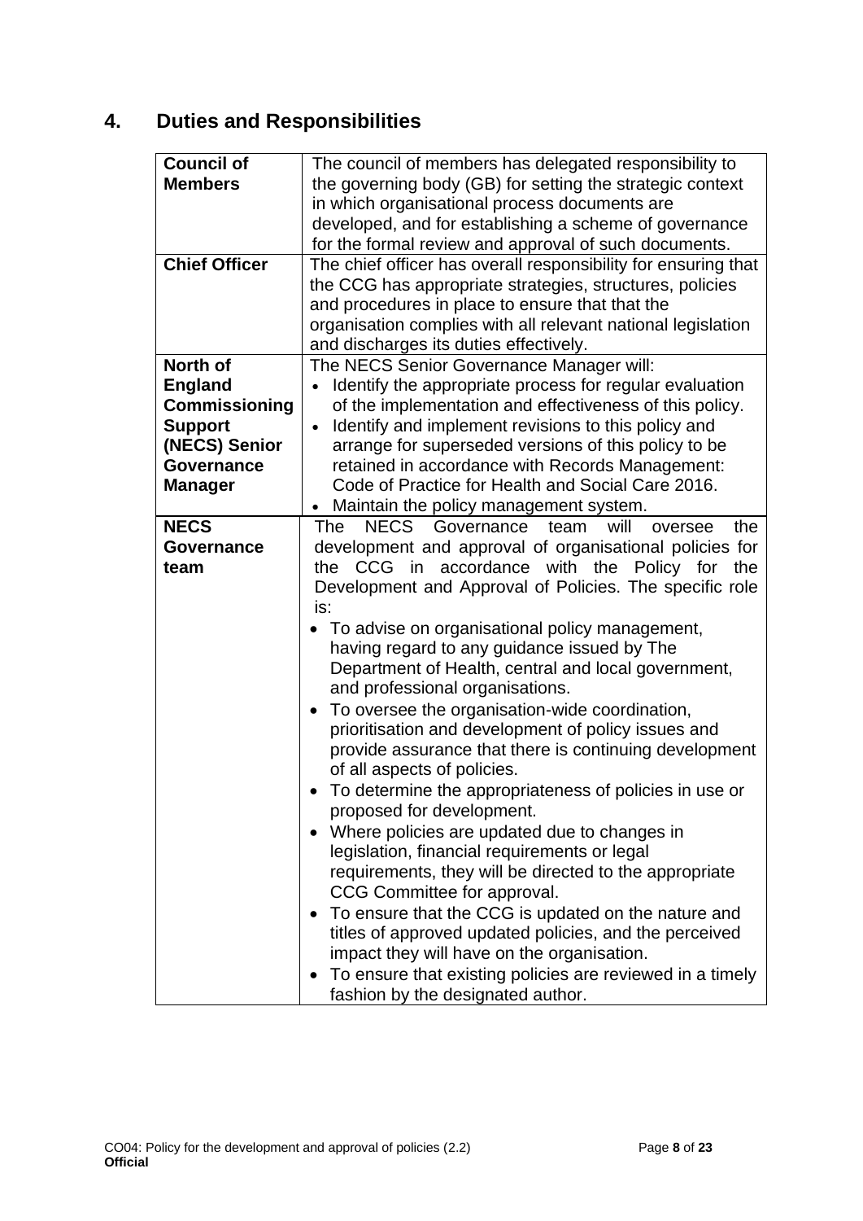## 4. Duties and Responsibilities

| **Council of Members** | The council of members has delegated responsibility to the governing body (GB) for setting the strategic context in which organisational process documents are developed, and for establishing a scheme of governance for the formal review and approval of such documents. |
|---|---|
| **Chief Officer** | The chief officer has overall responsibility for ensuring that the CCG has appropriate strategies, structures, policies and procedures in place to ensure that that the organisation complies with all relevant national legislation and discharges its duties effectively. |
| **North of England Commissioning Support (NECS) Senior Governance Manager** | The NECS Senior Governance Manager will:<br>• Identify the appropriate process for regular evaluation of the implementation and effectiveness of this policy.<br>• Identify and implement revisions to this policy and arrange for superseded versions of this policy to be retained in accordance with Records Management: Code of Practice for Health and Social Care 2016.<br>• Maintain the policy management system. |
| **NECS Governance team** | The NECS Governance team will oversee the development and approval of organisational policies for the CCG in accordance with the Policy for the Development and Approval of Policies. The specific role is:<br>• To advise on organisational policy management, having regard to any guidance issued by The Department of Health, central and local government, and professional organisations.<br>• To oversee the organisation-wide coordination, prioritisation and development of policy issues and provide assurance that there is continuing development of all aspects of policies.<br>• To determine the appropriateness of policies in use or proposed for development.<br>• Where policies are updated due to changes in legislation, financial requirements or legal requirements, they will be directed to the appropriate CCG Committee for approval.<br>• To ensure that the CCG is updated on the nature and titles of approved updated policies, and the perceived impact they will have on the organisation.<br>• To ensure that existing policies are reviewed in a timely fashion by the designated author. |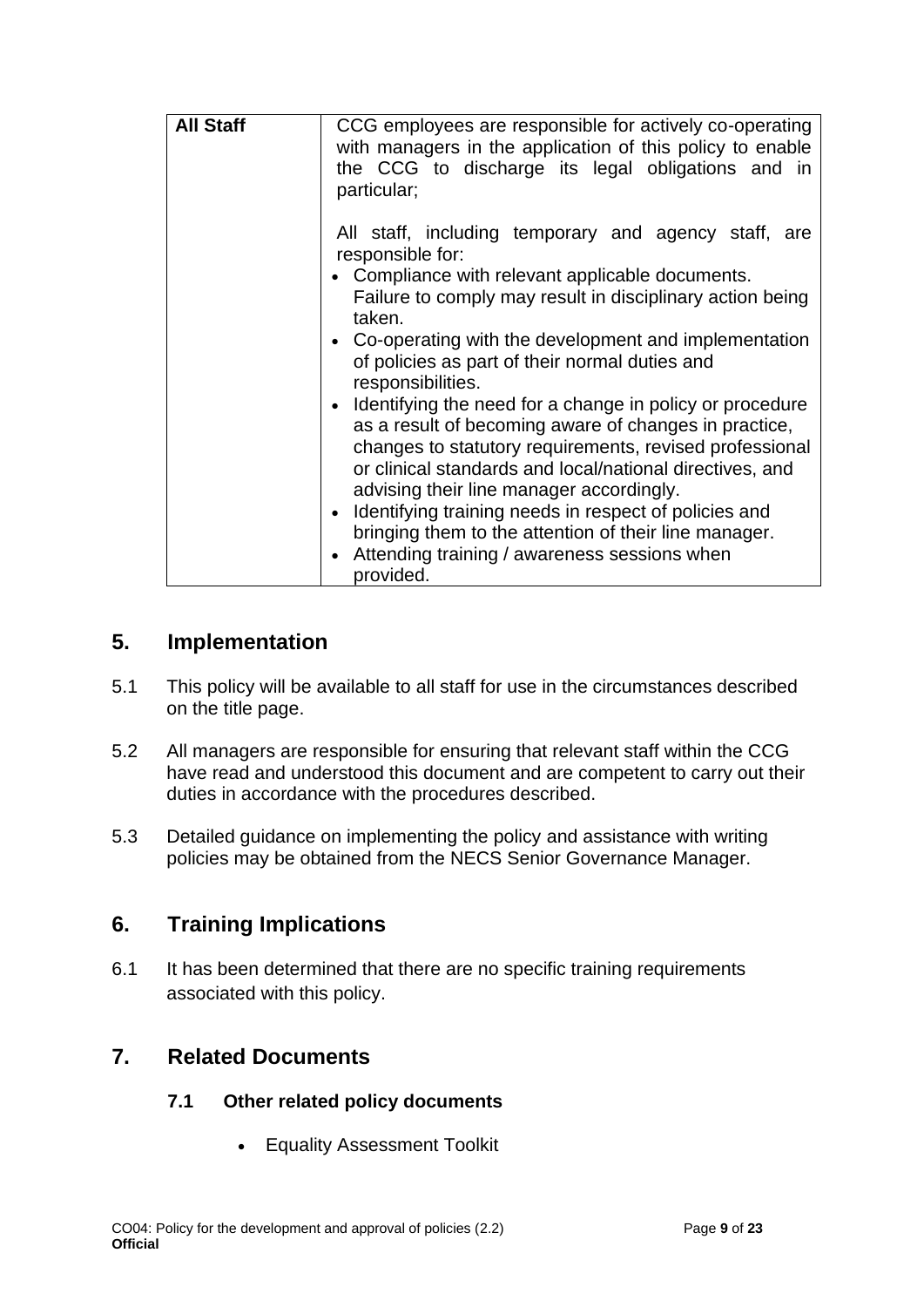| | |
|---|---|
| **All Staff** | CCG employees are responsible for actively co-operating with managers in the application of this policy to enable the CCG to discharge its legal obligations and in particular;<br><br>All staff, including temporary and agency staff, are responsible for:<br>• Compliance with relevant applicable documents. Failure to comply may result in disciplinary action being taken.<br>• Co-operating with the development and implementation of policies as part of their normal duties and responsibilities.<br>• Identifying the need for a change in policy or procedure as a result of becoming aware of changes in practice, changes to statutory requirements, revised professional or clinical standards and local/national directives, and advising their line manager accordingly.<br>• Identifying training needs in respect of policies and bringing them to the attention of their line manager.<br>• Attending training / awareness sessions when provided. |

## 5. Implementation

5.1 This policy will be available to all staff for use in the circumstances described on the title page.

5.2 All managers are responsible for ensuring that relevant staff within the CCG have read and understood this document and are competent to carry out their duties in accordance with the procedures described.

5.3 Detailed guidance on implementing the policy and assistance with writing policies may be obtained from the NECS Senior Governance Manager.

## 6. Training Implications

6.1 It has been determined that there are no specific training requirements associated with this policy.

## 7. Related Documents

### 7.1 Other related policy documents

- Equality Assessment Toolkit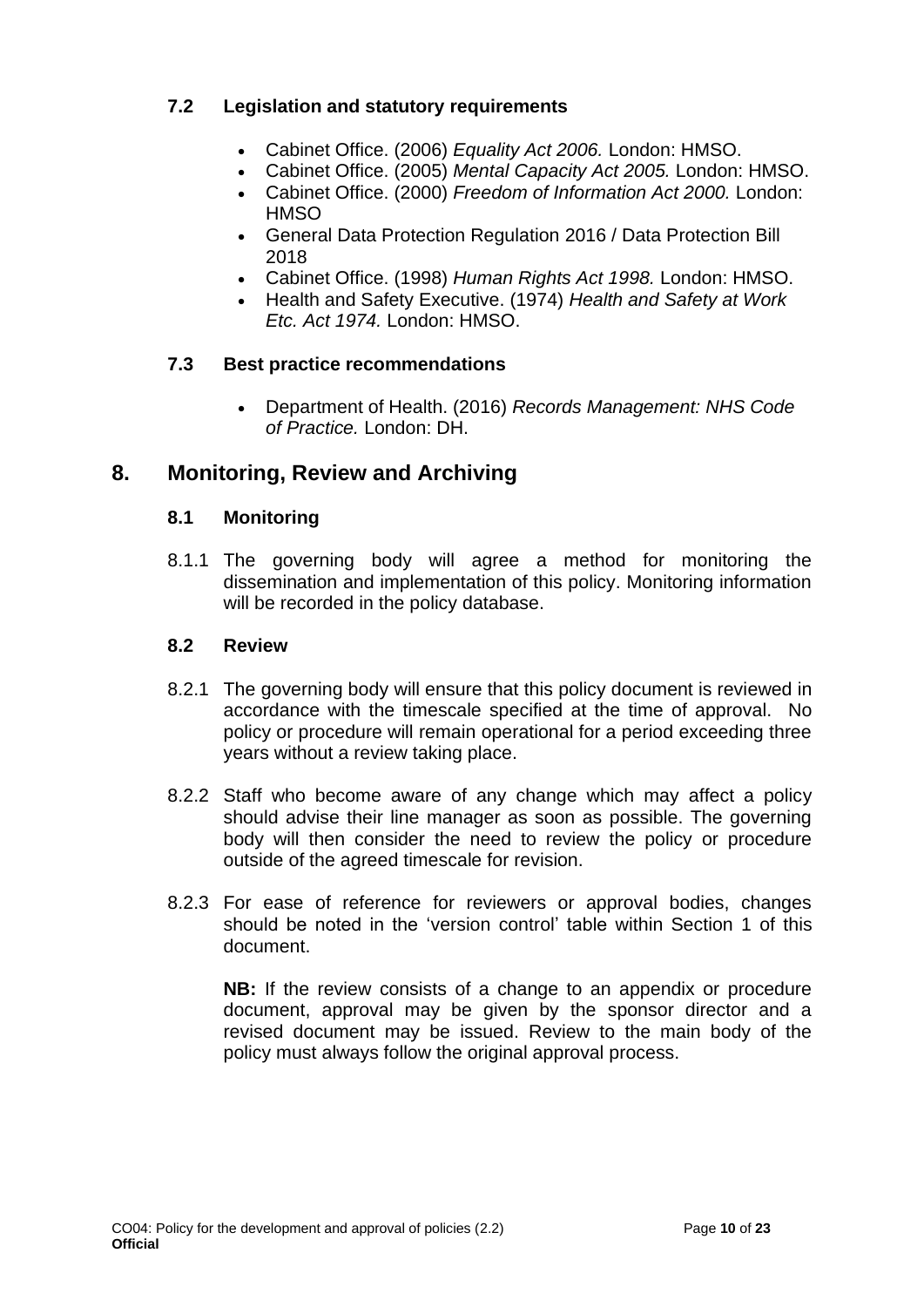### 7.2 Legislation and statutory requirements

- Cabinet Office. (2006) *Equality Act 2006.* London: HMSO.
- Cabinet Office. (2005) *Mental Capacity Act 2005.* London: HMSO.
- Cabinet Office. (2000) *Freedom of Information Act 2000.* London: HMSO
- General Data Protection Regulation 2016 / Data Protection Bill 2018
- Cabinet Office. (1998) *Human Rights Act 1998.* London: HMSO.
- Health and Safety Executive. (1974) *Health and Safety at Work Etc. Act 1974.* London: HMSO.

### 7.3 Best practice recommendations

- Department of Health. (2016) *Records Management: NHS Code of Practice.* London: DH.

## 8. Monitoring, Review and Archiving

### 8.1 Monitoring

8.1.1 The governing body will agree a method for monitoring the dissemination and implementation of this policy. Monitoring information will be recorded in the policy database.

### 8.2 Review

8.2.1 The governing body will ensure that this policy document is reviewed in accordance with the timescale specified at the time of approval. No policy or procedure will remain operational for a period exceeding three years without a review taking place.

8.2.2 Staff who become aware of any change which may affect a policy should advise their line manager as soon as possible. The governing body will then consider the need to review the policy or procedure outside of the agreed timescale for revision.

8.2.3 For ease of reference for reviewers or approval bodies, changes should be noted in the 'version control' table within Section 1 of this document.

**NB:** If the review consists of a change to an appendix or procedure document, approval may be given by the sponsor director and a revised document may be issued. Review to the main body of the policy must always follow the original approval process.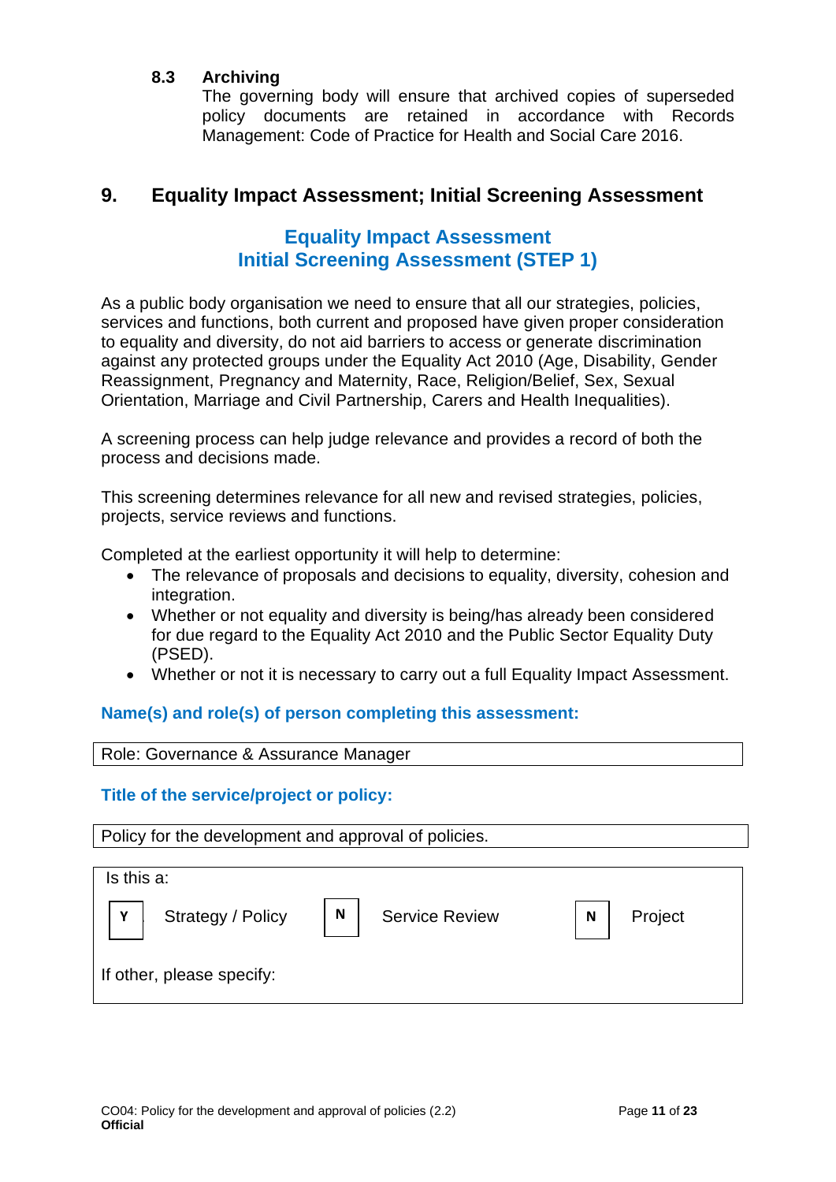### 8.3 Archiving

The governing body will ensure that archived copies of superseded policy documents are retained in accordance with Records Management: Code of Practice for Health and Social Care 2016.

## 9. Equality Impact Assessment; Initial Screening Assessment

### Equality Impact Assessment
### Initial Screening Assessment (STEP 1)

As a public body organisation we need to ensure that all our strategies, policies, services and functions, both current and proposed have given proper consideration to equality and diversity, do not aid barriers to access or generate discrimination against any protected groups under the Equality Act 2010 (Age, Disability, Gender Reassignment, Pregnancy and Maternity, Race, Religion/Belief, Sex, Sexual Orientation, Marriage and Civil Partnership, Carers and Health Inequalities).

A screening process can help judge relevance and provides a record of both the process and decisions made.

This screening determines relevance for all new and revised strategies, policies, projects, service reviews and functions.

Completed at the earliest opportunity it will help to determine:

- The relevance of proposals and decisions to equality, diversity, cohesion and integration.
- Whether or not equality and diversity is being/has already been considered for due regard to the Equality Act 2010 and the Public Sector Equality Duty (PSED).
- Whether or not it is necessary to carry out a full Equality Impact Assessment.

**Name(s) and role(s) of person completing this assessment:**

| Role: Governance & Assurance Manager |
|---|

**Title of the service/project or policy:**

| Policy for the development and approval of policies. |
|---|

| Is this a: | | | | | |
|---|---|---|---|---|---|
| Y | Strategy / Policy | N | Service Review | N | Project |
| If other, please specify: | | | | | |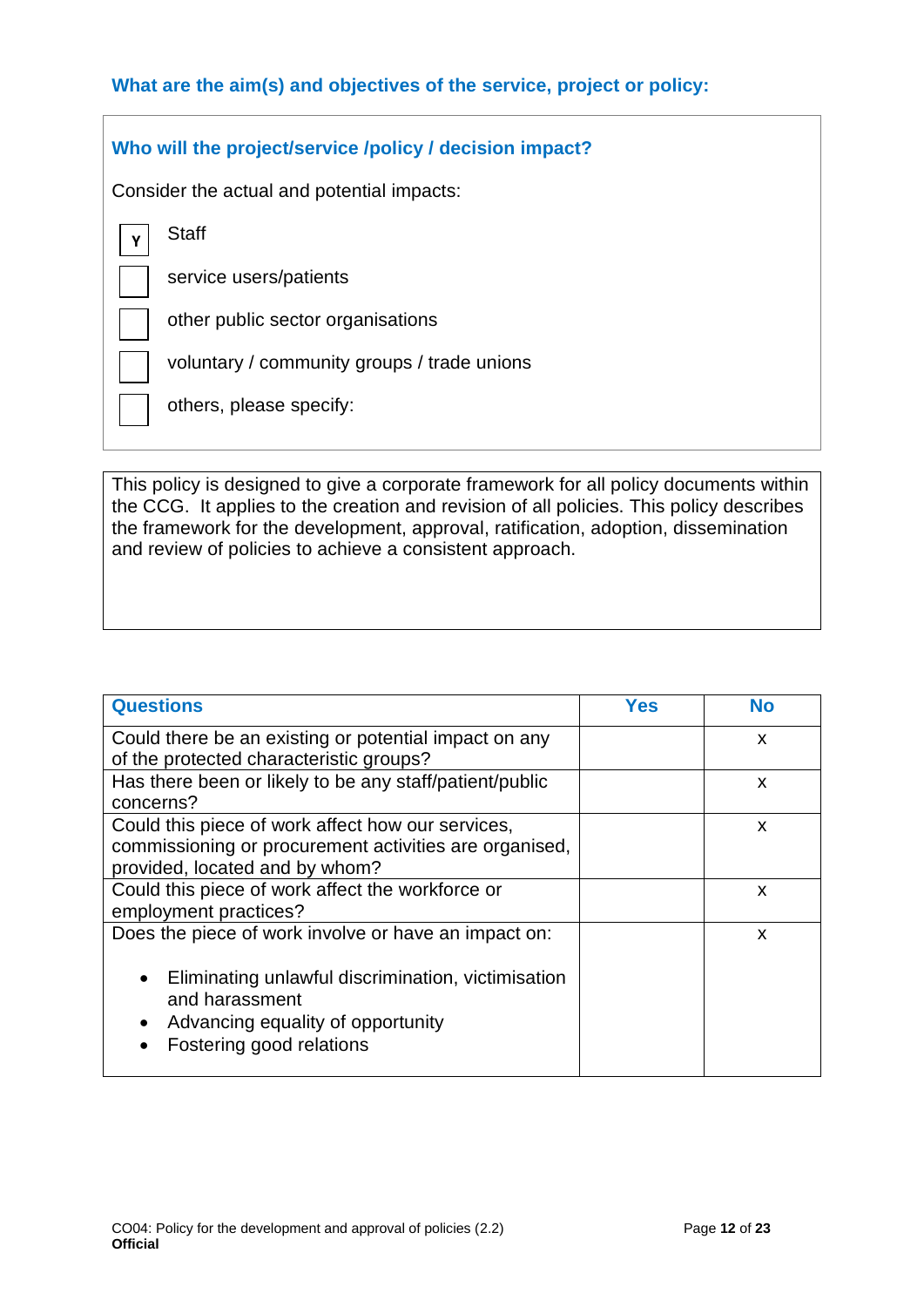### What are the aim(s) and objectives of the service, project or policy:

### Who will the project/service /policy / decision impact?

Consider the actual and potential impacts:

- [Y] Staff
- [ ] service users/patients
- [ ] other public sector organisations
- [ ] voluntary / community groups / trade unions
- [ ] others, please specify:

This policy is designed to give a corporate framework for all policy documents within the CCG. It applies to the creation and revision of all policies. This policy describes the framework for the development, approval, ratification, adoption, dissemination and review of policies to achieve a consistent approach.

| Questions | Yes | No |
|---|---|---|
| Could there be an existing or potential impact on any of the protected characteristic groups? | | x |
| Has there been or likely to be any staff/patient/public concerns? | | x |
| Could this piece of work affect how our services, commissioning or procurement activities are organised, provided, located and by whom? | | x |
| Could this piece of work affect the workforce or employment practices? | | x |
| Does the piece of work involve or have an impact on:<br>• Eliminating unlawful discrimination, victimisation and harassment<br>• Advancing equality of opportunity<br>• Fostering good relations | | x |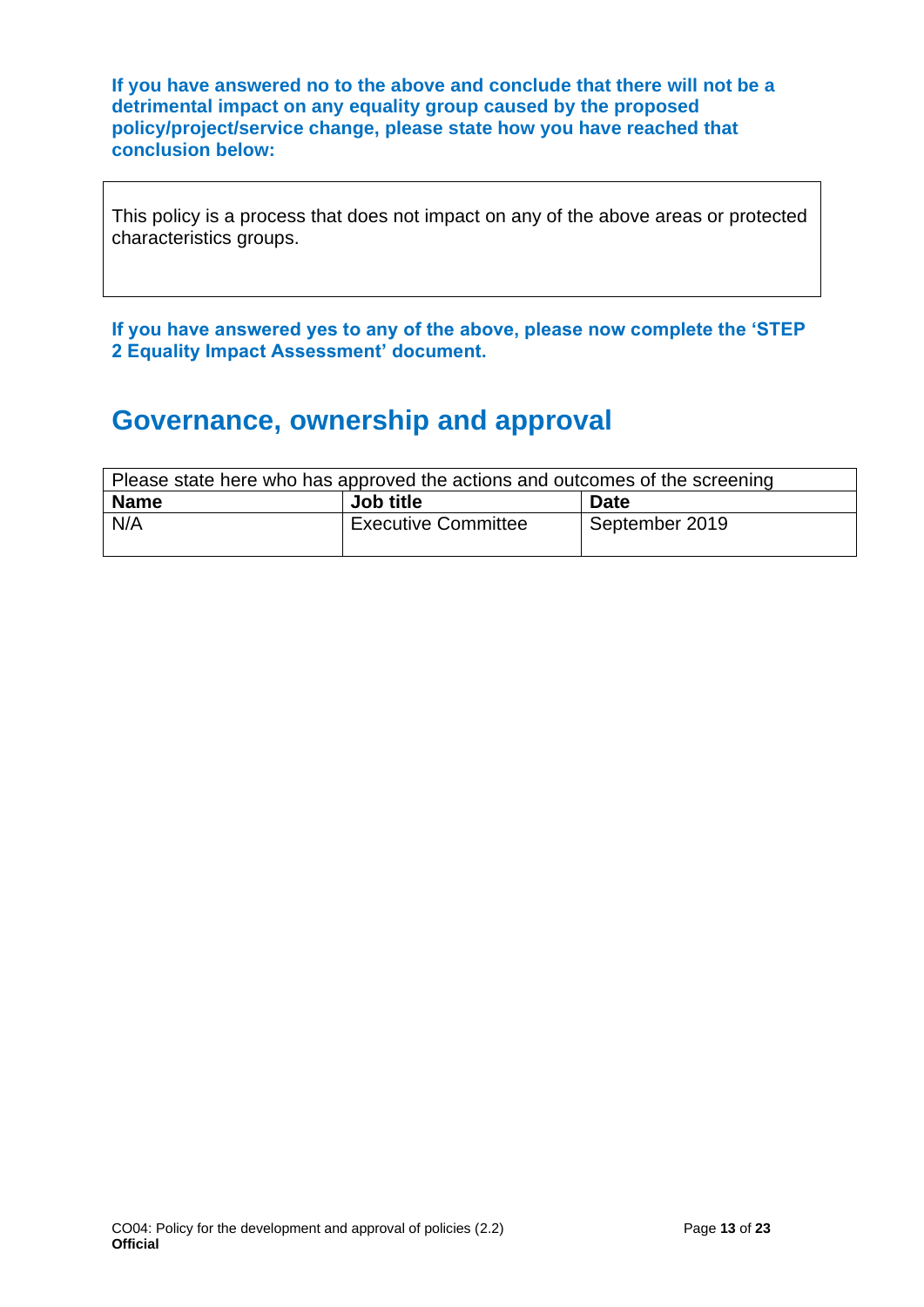**If you have answered no to the above and conclude that there will not be a detrimental impact on any equality group caused by the proposed policy/project/service change, please state how you have reached that conclusion below:**

This policy is a process that does not impact on any of the above areas or protected characteristics groups.

**If you have answered yes to any of the above, please now complete the 'STEP 2 Equality Impact Assessment' document.**

## Governance, ownership and approval

| Please state here who has approved the actions and outcomes of the screening | | |
|---|---|---|
| **Name** | **Job title** | **Date** |
| N/A | Executive Committee | September 2019 |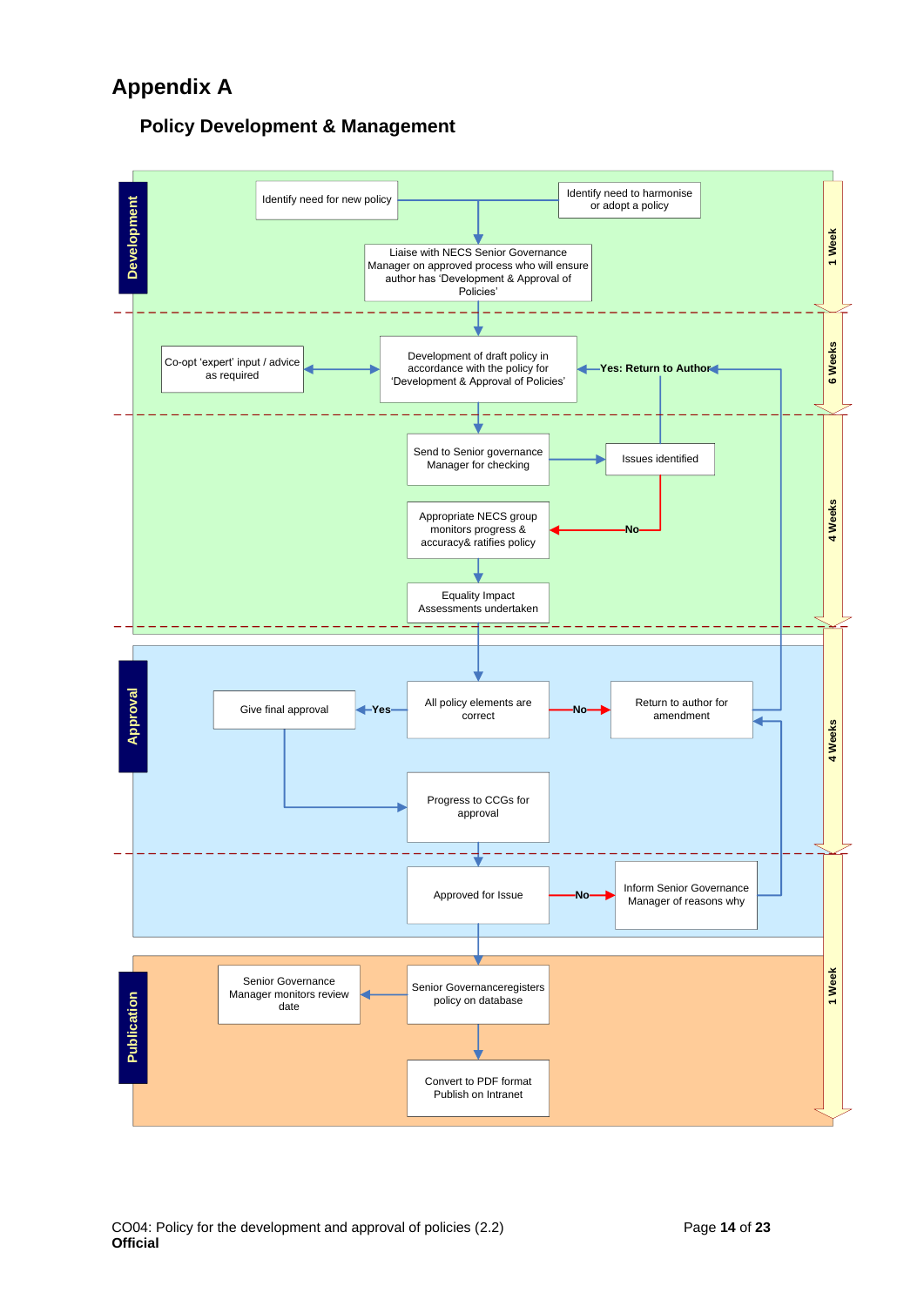# Appendix A

## Policy Development & Management

**Development**

- Identify need for new policy
- Identify need to harmonise or adopt a policy
- Liaise with NECS Senior Governance Manager on approved process who will ensure author has 'Development & Approval of Policies'
- Development of draft policy in accordance with the policy for 'Development & Approval of Policies'
- Co-opt 'expert' input / advice as required
- Send to Senior governance Manager for checking
- Issues identified — **Yes: Return to Author** / **No**
- Appropriate NECS group monitors progress & accuracy& ratifies policy
- Equality Impact Assessments undertaken

**Approval**

- All policy elements are correct — **Yes**: Give final approval; **No**: Return to author for amendment
- Progress to CCGs for approval
- Approved for Issue — **No**: Inform Senior Governance Manager of reasons why

**Publication**

- Senior Governanceregisters policy on database
- Senior Governance Manager monitors review date
- Convert to PDF format Publish on Intranet

Timescales: 1 Week; 6 Weeks; 4 Weeks; 4 Weeks; 1 Week

CO04: Policy for the development and approval of policies (2.2)
**Official**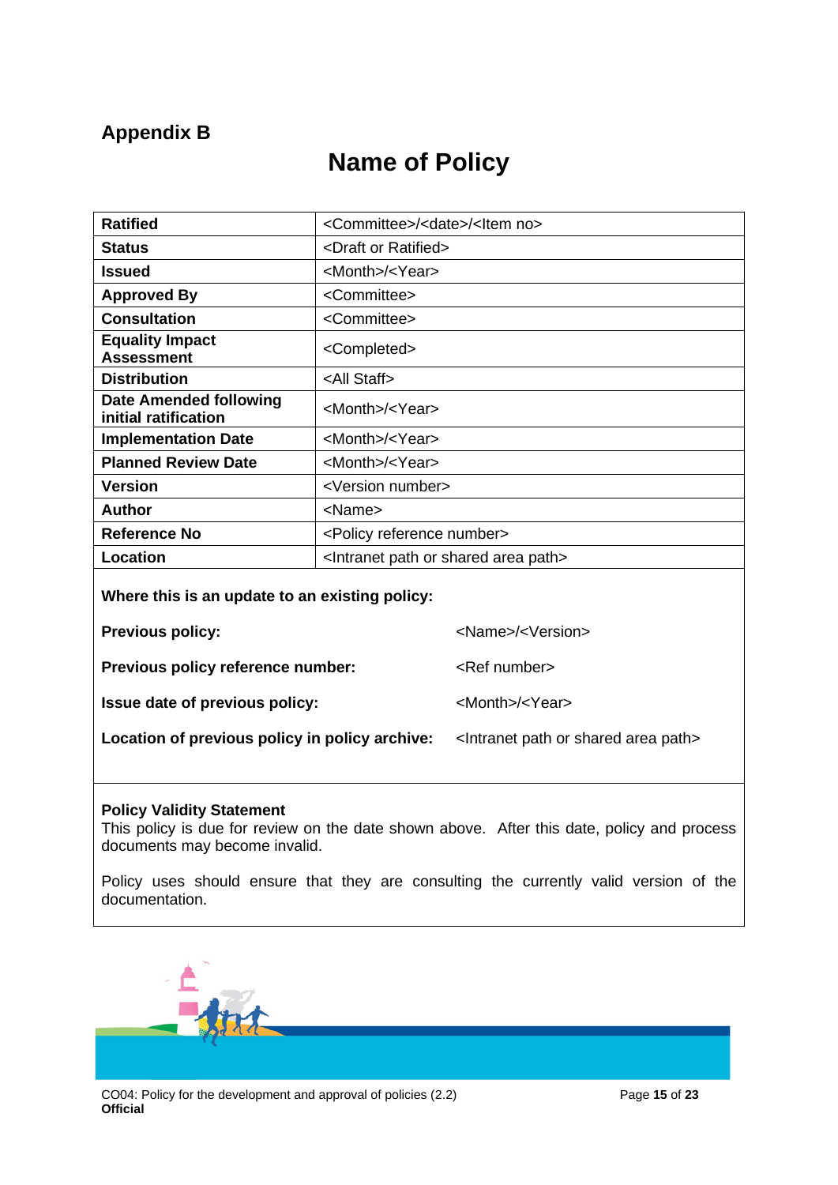## Appendix B

# Name of Policy

| | |
|---|---|
| **Ratified** | <Committee>/<date>/<Item no> |
| **Status** | <Draft or Ratified> |
| **Issued** | <Month>/<Year> |
| **Approved By** | <Committee> |
| **Consultation** | <Committee> |
| **Equality Impact Assessment** | <Completed> |
| **Distribution** | <All Staff> |
| **Date Amended following initial ratification** | <Month>/<Year> |
| **Implementation Date** | <Month>/<Year> |
| **Planned Review Date** | <Month>/<Year> |
| **Version** | <Version number> |
| **Author** | <Name> |
| **Reference No** | <Policy reference number> |
| **Location** | <Intranet path or shared area path> |

**Where this is an update to an existing policy:**

| | |
|---|---|
| **Previous policy:** | <Name>/<Version> |
| **Previous policy reference number:** | <Ref number> |
| **Issue date of previous policy:** | <Month>/<Year> |
| **Location of previous policy in policy archive:** | <Intranet path or shared area path> |

**Policy Validity Statement**
This policy is due for review on the date shown above. After this date, policy and process documents may become invalid.

Policy uses should ensure that they are consulting the currently valid version of the documentation.

CO04: Policy for the development and approval of policies (2.2)
**Official**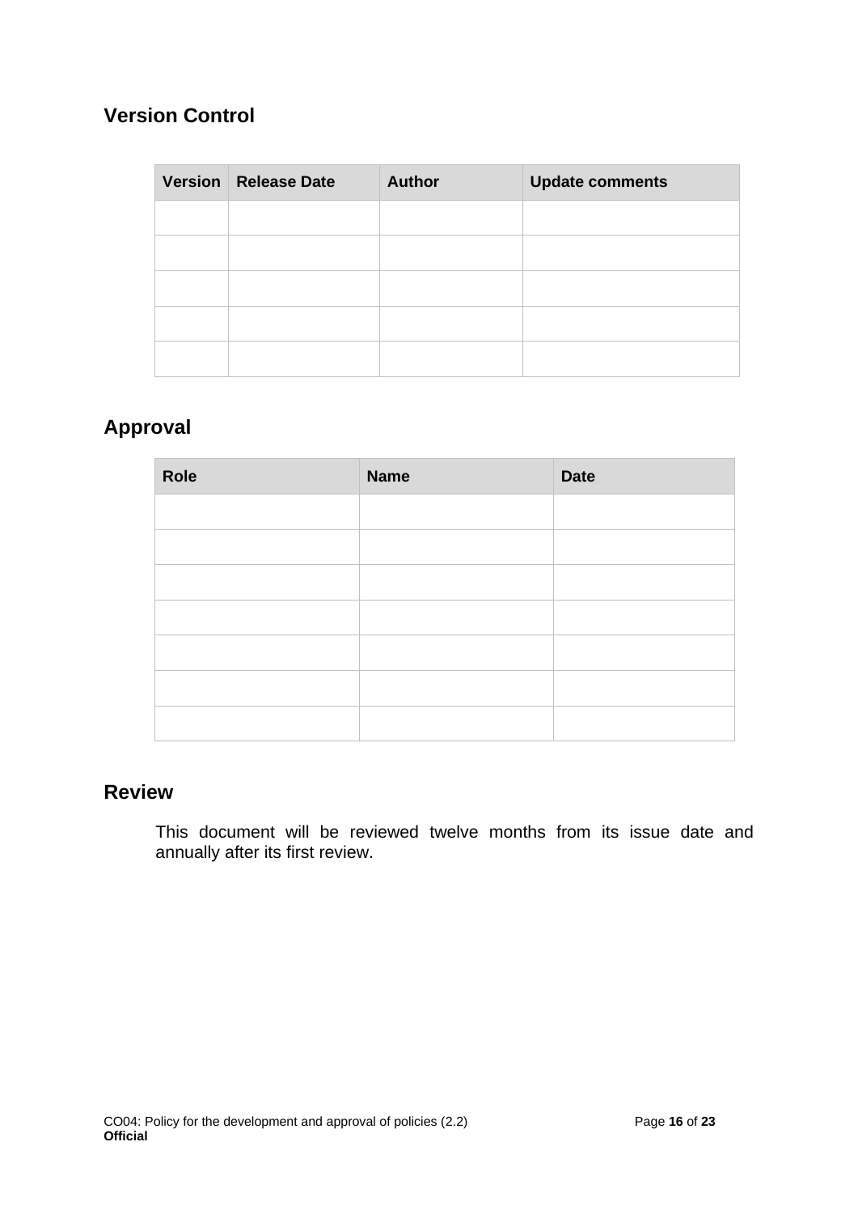## Version Control

| Version | Release Date | Author | Update comments |
|---|---|---|---|
| | | | |
| | | | |
| | | | |
| | | | |
| | | | |

## Approval

| Role | Name | Date |
|---|---|---|
| | | |
| | | |
| | | |
| | | |
| | | |
| | | |
| | | |

## Review

This document will be reviewed twelve months from its issue date and annually after its first review.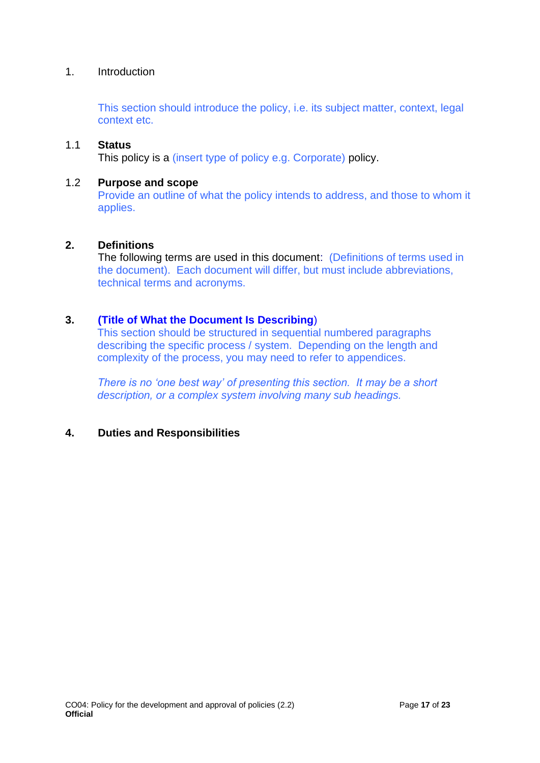## 1. Introduction

This section should introduce the policy, i.e. its subject matter, context, legal context etc.

### 1.1 Status

This policy is a (insert type of policy e.g. Corporate) policy.

### 1.2 Purpose and scope

Provide an outline of what the policy intends to address, and those to whom it applies.

## 2. Definitions

The following terms are used in this document: (Definitions of terms used in the document). Each document will differ, but must include abbreviations, technical terms and acronyms.

## 3. (Title of What the Document Is Describing)

This section should be structured in sequential numbered paragraphs describing the specific process / system. Depending on the length and complexity of the process, you may need to refer to appendices.

*There is no 'one best way' of presenting this section. It may be a short description, or a complex system involving many sub headings.*

## 4. Duties and Responsibilities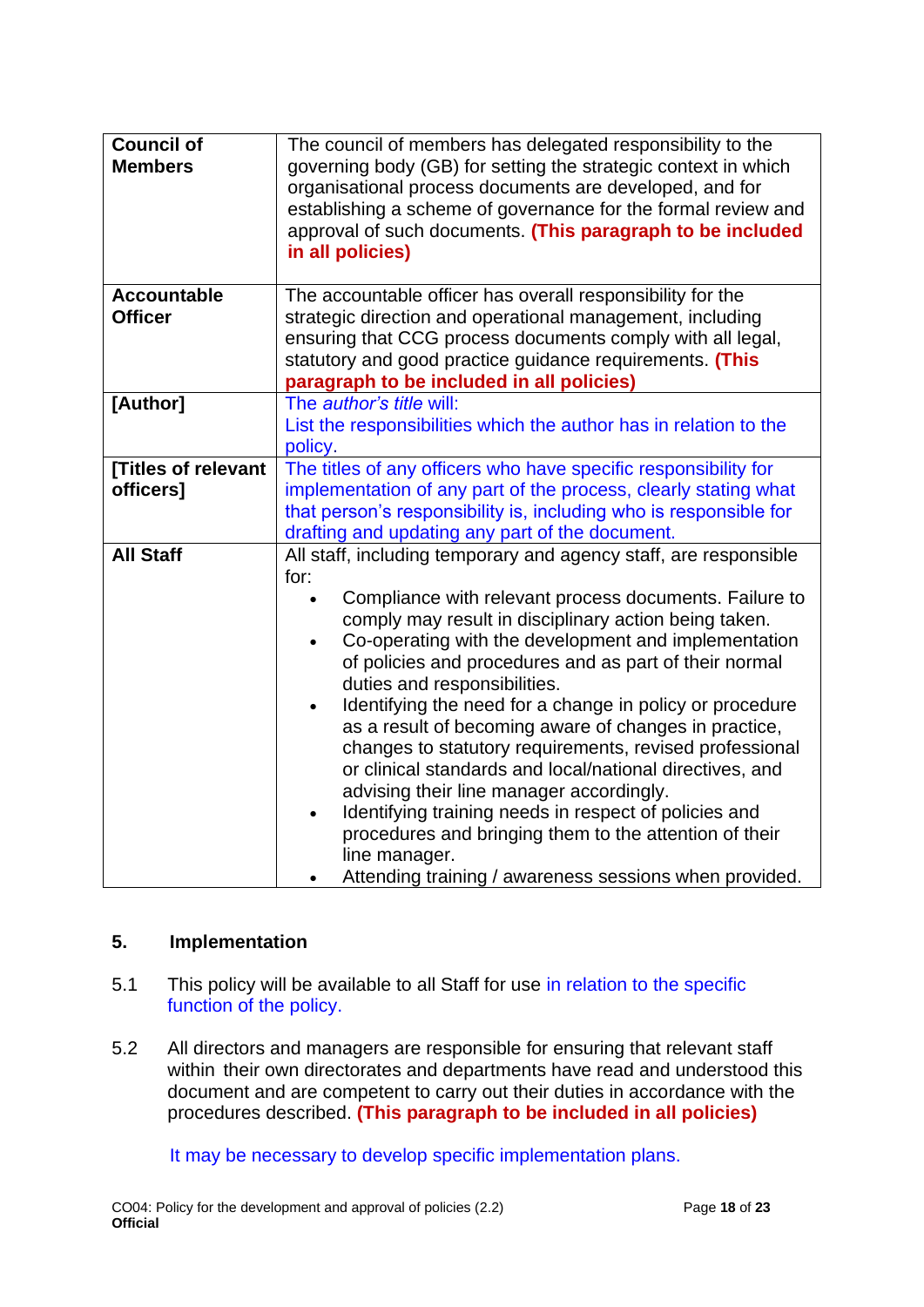| | |
|---|---|
| **Council of Members** | The council of members has delegated responsibility to the governing body (GB) for setting the strategic context in which organisational process documents are developed, and for establishing a scheme of governance for the formal review and approval of such documents. **(This paragraph to be included in all policies)** |
| **Accountable Officer** | The accountable officer has overall responsibility for the strategic direction and operational management, including ensuring that CCG process documents comply with all legal, statutory and good practice guidance requirements. **(This paragraph to be included in all policies)** |
| **[Author]** | The *author's title* will:<br>List the responsibilities which the author has in relation to the policy. |
| **[Titles of relevant officers]** | The titles of any officers who have specific responsibility for implementation of any part of the process, clearly stating what that person's responsibility is, including who is responsible for drafting and updating any part of the document. |
| **All Staff** | All staff, including temporary and agency staff, are responsible for:<br>• Compliance with relevant process documents. Failure to comply may result in disciplinary action being taken.<br>• Co-operating with the development and implementation of policies and procedures and as part of their normal duties and responsibilities.<br>• Identifying the need for a change in policy or procedure as a result of becoming aware of changes in practice, changes to statutory requirements, revised professional or clinical standards and local/national directives, and advising their line manager accordingly.<br>• Identifying training needs in respect of policies and procedures and bringing them to the attention of their line manager.<br>• Attending training / awareness sessions when provided. |

## 5. Implementation

5.1 This policy will be available to all Staff for use in relation to the specific function of the policy.

5.2 All directors and managers are responsible for ensuring that relevant staff within their own directorates and departments have read and understood this document and are competent to carry out their duties in accordance with the procedures described. **(This paragraph to be included in all policies)**

It may be necessary to develop specific implementation plans.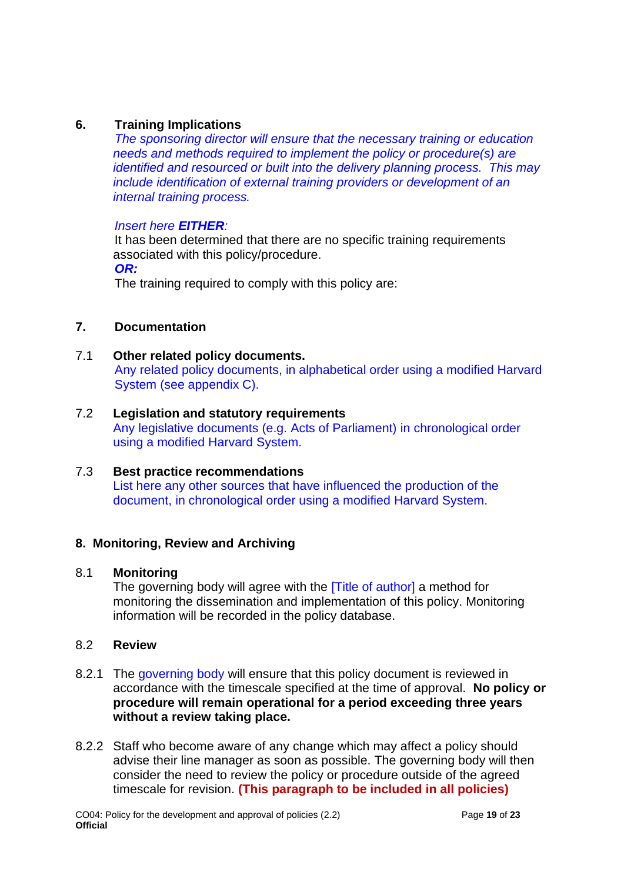## 6. Training Implications

*The sponsoring director will ensure that the necessary training or education needs and methods required to implement the policy or procedure(s) are identified and resourced or built into the delivery planning process. This may include identification of external training providers or development of an internal training process.*

*Insert here **EITHER**:*

It has been determined that there are no specific training requirements associated with this policy/procedure.

***OR:***

The training required to comply with this policy are:

## 7. Documentation

### 7.1 Other related policy documents.

Any related policy documents, in alphabetical order using a modified Harvard System (see appendix C).

### 7.2 Legislation and statutory requirements

Any legislative documents (e.g. Acts of Parliament) in chronological order using a modified Harvard System.

### 7.3 Best practice recommendations

List here any other sources that have influenced the production of the document, in chronological order using a modified Harvard System.

## 8. Monitoring, Review and Archiving

### 8.1 Monitoring

The governing body will agree with the [Title of author] a method for monitoring the dissemination and implementation of this policy. Monitoring information will be recorded in the policy database.

### 8.2 Review

8.2.1 The governing body will ensure that this policy document is reviewed in accordance with the timescale specified at the time of approval. **No policy or procedure will remain operational for a period exceeding three years without a review taking place.**

8.2.2 Staff who become aware of any change which may affect a policy should advise their line manager as soon as possible. The governing body will then consider the need to review the policy or procedure outside of the agreed timescale for revision. **(This paragraph to be included in all policies)**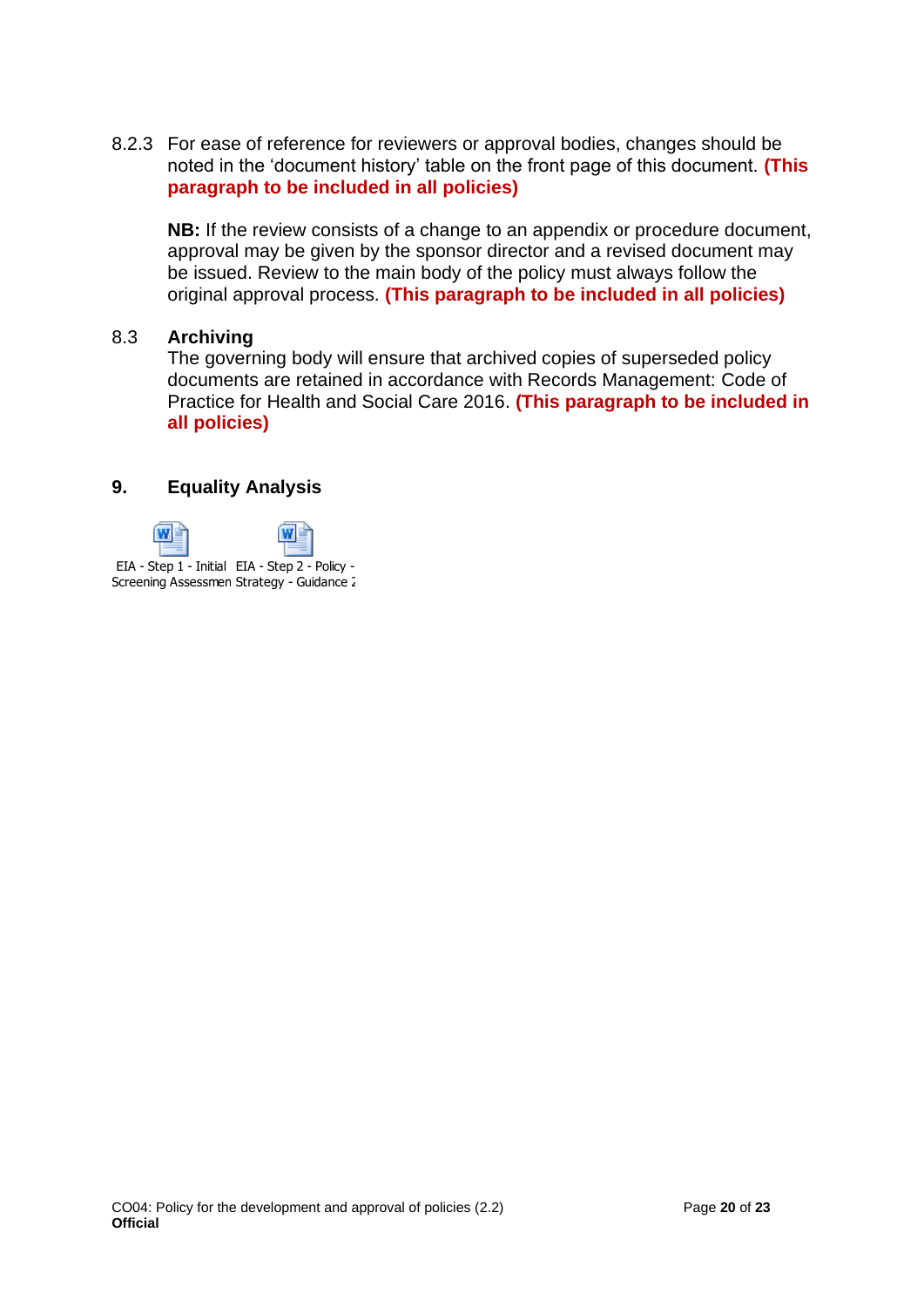8.2.3 For ease of reference for reviewers or approval bodies, changes should be noted in the 'document history' table on the front page of this document. **(This paragraph to be included in all policies)**

**NB:** If the review consists of a change to an appendix or procedure document, approval may be given by the sponsor director and a revised document may be issued. Review to the main body of the policy must always follow the original approval process. **(This paragraph to be included in all policies)**

### 8.3 Archiving

The governing body will ensure that archived copies of superseded policy documents are retained in accordance with Records Management: Code of Practice for Health and Social Care 2016. **(This paragraph to be included in all policies)**

## 9. Equality Analysis

EIA - Step 1 - Initial Screening Assessmen

EIA - Step 2 - Policy - Strategy - Guidance 2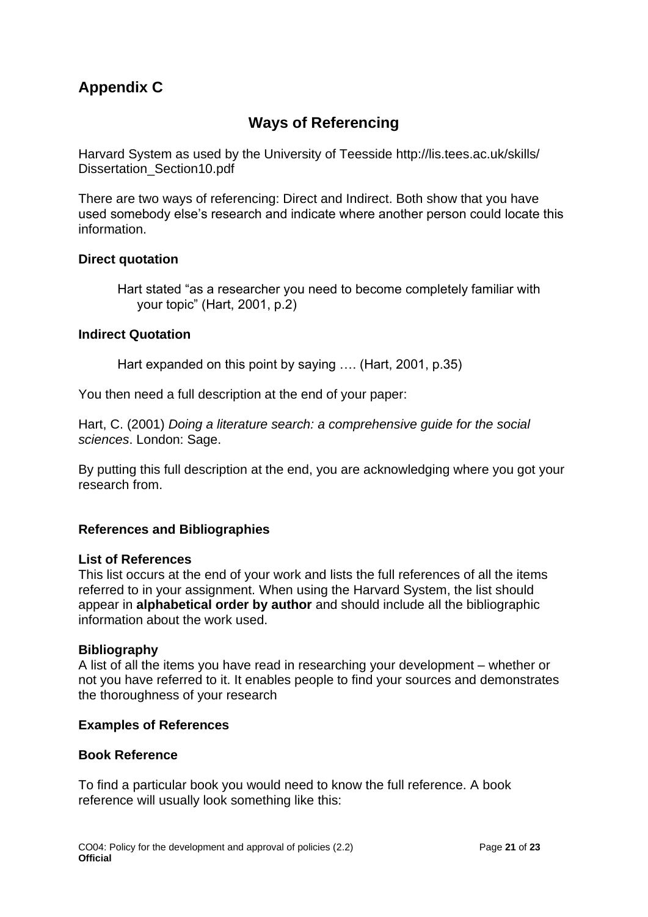## Appendix C

### Ways of Referencing

Harvard System as used by the University of Teesside http://lis.tees.ac.uk/skills/Dissertation_Section10.pdf

There are two ways of referencing: Direct and Indirect. Both show that you have used somebody else's research and indicate where another person could locate this information.

**Direct quotation**

> Hart stated "as a researcher you need to become completely familiar with your topic" (Hart, 2001, p.2)

**Indirect Quotation**

> Hart expanded on this point by saying …. (Hart, 2001, p.35)

You then need a full description at the end of your paper:

Hart, C. (2001) *Doing a literature search: a comprehensive guide for the social sciences*. London: Sage.

By putting this full description at the end, you are acknowledging where you got your research from.

**References and Bibliographies**

**List of References**
This list occurs at the end of your work and lists the full references of all the items referred to in your assignment. When using the Harvard System, the list should appear in **alphabetical order by author** and should include all the bibliographic information about the work used.

**Bibliography**
A list of all the items you have read in researching your development – whether or not you have referred to it. It enables people to find your sources and demonstrates the thoroughness of your research

**Examples of References**

**Book Reference**

To find a particular book you would need to know the full reference. A book reference will usually look something like this: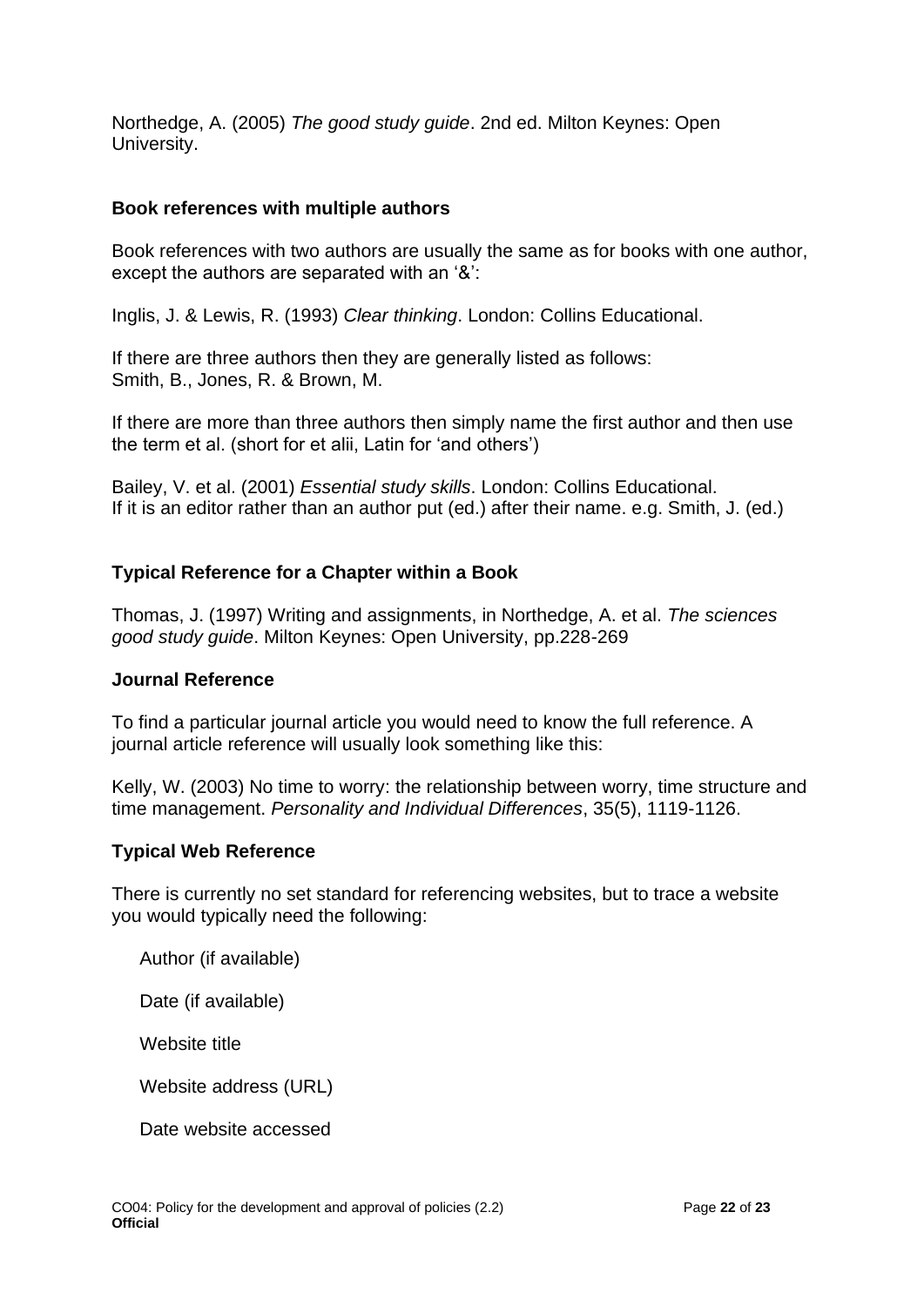Northedge, A. (2005) *The good study guide*. 2nd ed. Milton Keynes: Open University.

**Book references with multiple authors**

Book references with two authors are usually the same as for books with one author, except the authors are separated with an '&':

Inglis, J. & Lewis, R. (1993) *Clear thinking*. London: Collins Educational.

If there are three authors then they are generally listed as follows:
Smith, B., Jones, R. & Brown, M.

If there are more than three authors then simply name the first author and then use the term et al. (short for et alii, Latin for 'and others')

Bailey, V. et al. (2001) *Essential study skills*. London: Collins Educational.
If it is an editor rather than an author put (ed.) after their name. e.g. Smith, J. (ed.)

**Typical Reference for a Chapter within a Book**

Thomas, J. (1997) Writing and assignments, in Northedge, A. et al. *The sciences good study guide*. Milton Keynes: Open University, pp.228-269

**Journal Reference**

To find a particular journal article you would need to know the full reference. A journal article reference will usually look something like this:

Kelly, W. (2003) No time to worry: the relationship between worry, time structure and time management. *Personality and Individual Differences*, 35(5), 1119-1126.

**Typical Web Reference**

There is currently no set standard for referencing websites, but to trace a website you would typically need the following:

Author (if available)

Date (if available)

Website title

Website address (URL)

Date website accessed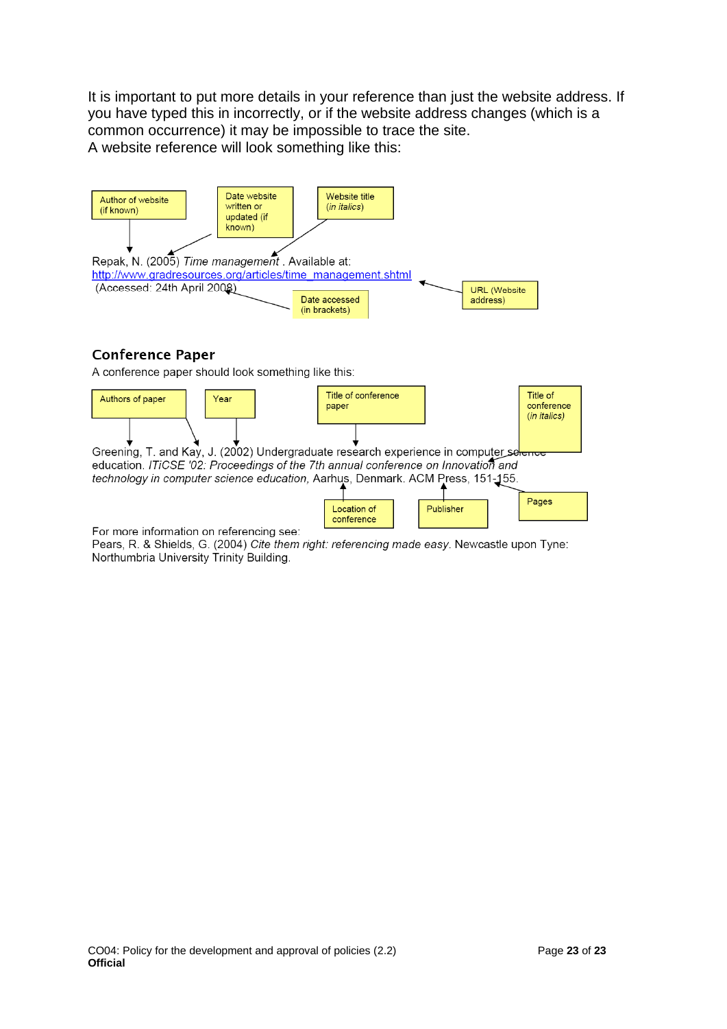It is important to put more details in your reference than just the website address. If you have typed this in incorrectly, or if the website address changes (which is a common occurrence) it may be impossible to trace the site.
A website reference will look something like this:

Author of website (if known)

Date website written or updated (if known)

Website title (*in italics*)

Repak, N. (2005) *Time management* . Available at:
http://www.gradresources.org/articles/time_management.shtml
(Accessed: 24th April 2008)

Date accessed (in brackets)

URL (Website address)

## Conference Paper

A conference paper should look something like this:

Authors of paper

Year

Title of conference paper

Title of conference (*in italics*)

Greening, T. and Kay, J. (2002) Undergraduate research experience in computer science education. *ITiCSE '02: Proceedings of the 7th annual conference on Innovation and technology in computer science education,* Aarhus, Denmark. ACM Press, 151-155.

Location of conference

Publisher

Pages

For more information on referencing see:
Pears, R. & Shields, G. (2004) *Cite them right: referencing made easy*. Newcastle upon Tyne: Northumbria University Trinity Building.